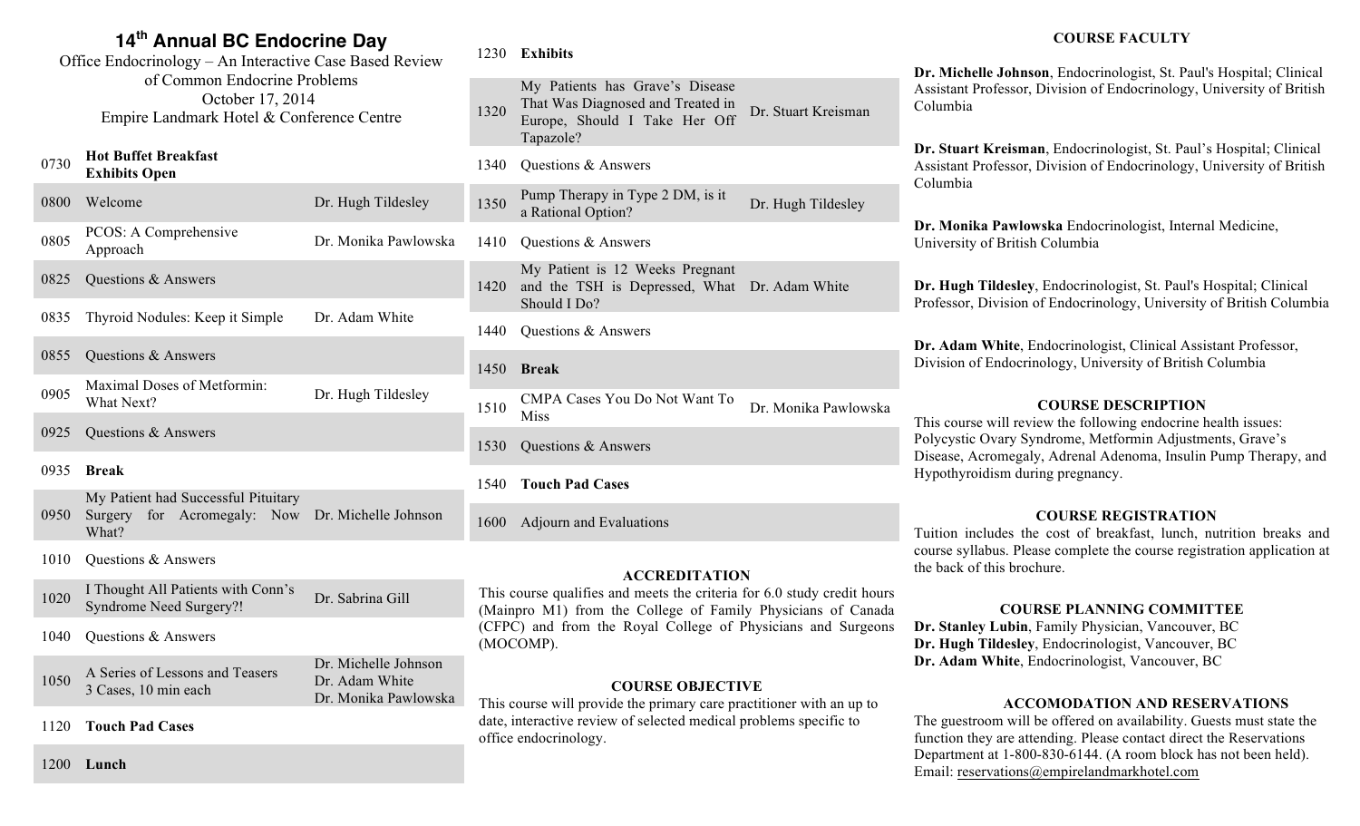# 14th Annual BC Endocrine Day

Office Endocrinology – An Interactive Case Based Review of Common Endocrine Problems
October 17, 2014
Empire Landmark Hotel & Conference Centre

| Time | Session | Speaker |
|---|---|---|
| 0730 | **Hot Buffet Breakfast**<br>**Exhibits Open** | |
| 0800 | Welcome | Dr. Hugh Tildesley |
| 0805 | PCOS: A Comprehensive Approach | Dr. Monika Pawlowska |
| 0825 | Questions & Answers | |
| 0835 | Thyroid Nodules: Keep it Simple | Dr. Adam White |
| 0855 | Questions & Answers | |
| 0905 | Maximal Doses of Metformin: What Next? | Dr. Hugh Tildesley |
| 0925 | Questions & Answers | |
| 0935 | **Break** | |
| 0950 | My Patient had Successful Pituitary Surgery for Acromegaly: Now What? | Dr. Michelle Johnson |
| 1010 | Questions & Answers | |
| 1020 | I Thought All Patients with Conn's Syndrome Need Surgery?! | Dr. Sabrina Gill |
| 1040 | Questions & Answers | |
| 1050 | A Series of Lessons and Teasers<br>3 Cases, 10 min each | Dr. Michelle Johnson<br>Dr. Adam White<br>Dr. Monika Pawlowska |
| 1120 | **Touch Pad Cases** | |
| 1200 | **Lunch** | |
| 1230 | **Exhibits** | |
| 1320 | My Patients has Grave's Disease That Was Diagnosed and Treated in Europe, Should I Take Her Off Tapazole? | Dr. Stuart Kreisman |
| 1340 | Questions & Answers | |
| 1350 | Pump Therapy in Type 2 DM, is it a Rational Option? | Dr. Hugh Tildesley |
| 1410 | Questions & Answers | |
| 1420 | My Patient is 12 Weeks Pregnant and the TSH is Depressed, What Should I Do? | Dr. Adam White |
| 1440 | Questions & Answers | |
| 1450 | **Break** | |
| 1510 | CMPA Cases You Do Not Want To Miss | Dr. Monika Pawlowska |
| 1530 | Questions & Answers | |
| 1540 | **Touch Pad Cases** | |
| 1600 | Adjourn and Evaluations | |

## ACCREDITATION

This course qualifies and meets the criteria for 6.0 study credit hours (Mainpro M1) from the College of Family Physicians of Canada (CFPC) and from the Royal College of Physicians and Surgeons (MOCOMP).

## COURSE OBJECTIVE

This course will provide the primary care practitioner with an up to date, interactive review of selected medical problems specific to office endocrinology.

## COURSE FACULTY

**Dr. Michelle Johnson**, Endocrinologist, St. Paul's Hospital; Clinical Assistant Professor, Division of Endocrinology, University of British Columbia

**Dr. Stuart Kreisman**, Endocrinologist, St. Paul's Hospital; Clinical Assistant Professor, Division of Endocrinology, University of British Columbia

**Dr. Monika Pawlowska** Endocrinologist, Internal Medicine, University of British Columbia

**Dr. Hugh Tildesley**, Endocrinologist, St. Paul's Hospital; Clinical Professor, Division of Endocrinology, University of British Columbia

**Dr. Adam White**, Endocrinologist, Clinical Assistant Professor, Division of Endocrinology, University of British Columbia

## COURSE DESCRIPTION

This course will review the following endocrine health issues: Polycystic Ovary Syndrome, Metformin Adjustments, Grave's Disease, Acromegaly, Adrenal Adenoma, Insulin Pump Therapy, and Hypothyroidism during pregnancy.

## COURSE REGISTRATION

Tuition includes the cost of breakfast, lunch, nutrition breaks and course syllabus. Please complete the course registration application at the back of this brochure.

## COURSE PLANNING COMMITTEE

**Dr. Stanley Lubin**, Family Physician, Vancouver, BC
**Dr. Hugh Tildesley**, Endocrinologist, Vancouver, BC
**Dr. Adam White**, Endocrinologist, Vancouver, BC

## ACCOMODATION AND RESERVATIONS

The guestroom will be offered on availability. Guests must state the function they are attending. Please contact direct the Reservations Department at 1-800-830-6144. (A room block has not been held). Email: reservations@empirelandmarkhotel.com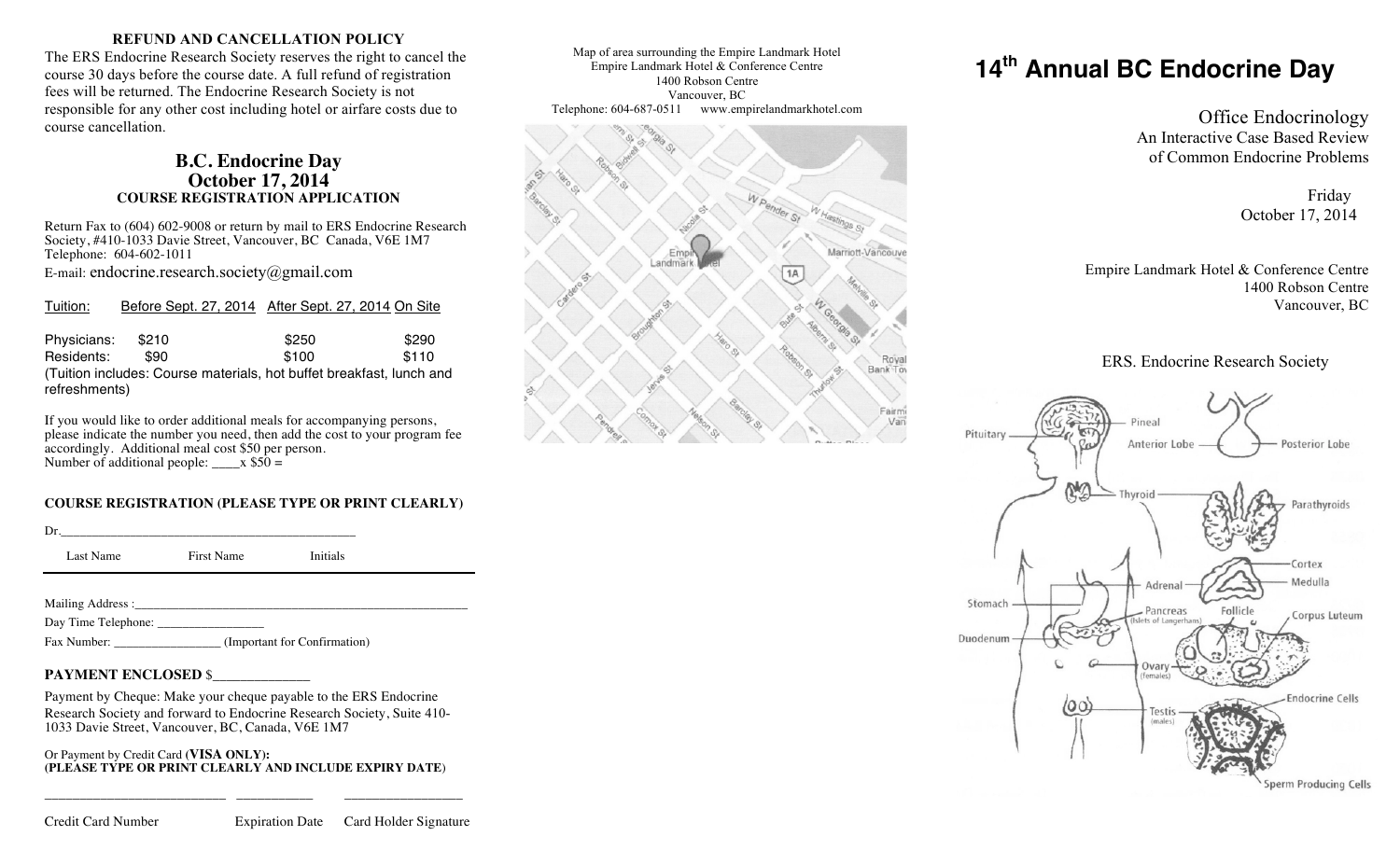**REFUND AND CANCELLATION POLICY**

The ERS Endocrine Research Society reserves the right to cancel the course 30 days before the course date. A full refund of registration fees will be returned. The Endocrine Research Society is not responsible for any other cost including hotel or airfare costs due to course cancellation.

## B.C. Endocrine Day
## October 17, 2014
### COURSE REGISTRATION APPLICATION

Return Fax to (604) 602-9008 or return by mail to ERS Endocrine Research Society, #410-1033 Davie Street, Vancouver, BC Canada, V6E 1M7
Telephone: 604-602-1011
E-mail: endocrine.research.society@gmail.com

| Tuition: | Before Sept. 27, 2014 | After Sept. 27, 2014 | On Site |
|---|---|---|---|
| Physicians: | $210 | $250 | $290 |
| Residents: | $90 | $100 | $110 |

(Tuition includes: Course materials, hot buffet breakfast, lunch and refreshments)

If you would like to order additional meals for accompanying persons, please indicate the number you need, then add the cost to your program fee accordingly. Additional meal cost $50 per person.
Number of additional people: ____x $50 =

**COURSE REGISTRATION (PLEASE TYPE OR PRINT CLEARLY)**

Dr.____________________________________________

Last Name First Name Initials

Mailing Address :___________________________________________________

Day Time Telephone: ________________

Fax Number: ________________ (Important for Confirmation)

**PAYMENT ENCLOSED** $_____________

Payment by Cheque: Make your cheque payable to the ERS Endocrine Research Society and forward to Endocrine Research Society, Suite 410-1033 Davie Street, Vancouver, BC, Canada, V6E 1M7

Or Payment by Credit Card **(VISA ONLY):**
**(PLEASE TYPE OR PRINT CLEARLY AND INCLUDE EXPIRY DATE)**

_________________________ ___________ ________________

Credit Card Number Expiration Date Card Holder Signature

Map of area surrounding the Empire Landmark Hotel
Empire Landmark Hotel & Conference Centre
1400 Robson Centre
Vancouver, BC
Telephone: 604-687-0511 www.empirelandmarkhotel.com

# 14th Annual BC Endocrine Day

Office Endocrinology
An Interactive Case Based Review
of Common Endocrine Problems

Friday
October 17, 2014

Empire Landmark Hotel & Conference Centre
1400 Robson Centre
Vancouver, BC

ERS. Endocrine Research Society